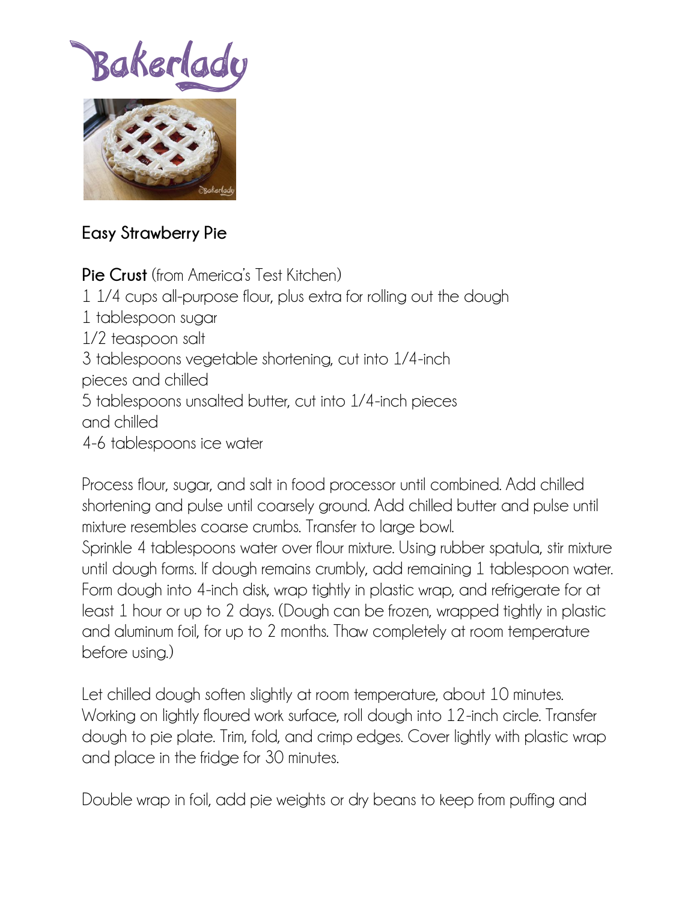Bakerlady

## Easy Strawberry Pie

**Pie Crust** (from America's Test Kitchen)

1 1/4 cups all-purpose flour, plus extra for rolling out the dough
1 tablespoon sugar
1/2 teaspoon salt
3 tablespoons vegetable shortening, cut into 1/4-inch pieces and chilled
5 tablespoons unsalted butter, cut into 1/4-inch pieces and chilled
4-6 tablespoons ice water

Process flour, sugar, and salt in food processor until combined. Add chilled shortening and pulse until coarsely ground. Add chilled butter and pulse until mixture resembles coarse crumbs. Transfer to large bowl.
Sprinkle 4 tablespoons water over flour mixture. Using rubber spatula, stir mixture until dough forms. If dough remains crumbly, add remaining 1 tablespoon water. Form dough into 4-inch disk, wrap tightly in plastic wrap, and refrigerate for at least 1 hour or up to 2 days. (Dough can be frozen, wrapped tightly in plastic and aluminum foil, for up to 2 months. Thaw completely at room temperature before using.)

Let chilled dough soften slightly at room temperature, about 10 minutes. Working on lightly floured work surface, roll dough into 12-inch circle. Transfer dough to pie plate. Trim, fold, and crimp edges. Cover lightly with plastic wrap and place in the fridge for 30 minutes.

Double wrap in foil, add pie weights or dry beans to keep from puffing and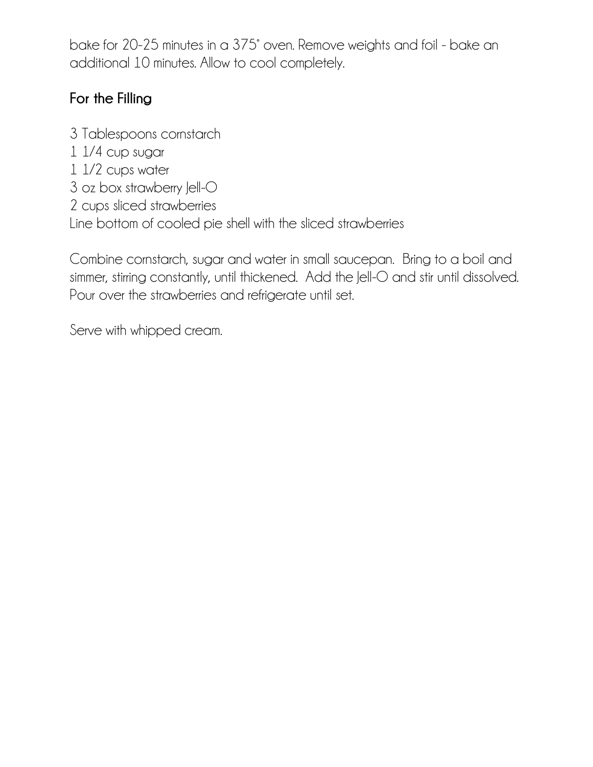bake for 20-25 minutes in a 375° oven. Remove weights and foil - bake an additional 10 minutes. Allow to cool completely.

**For the Filling**

3 Tablespoons cornstarch
1 1/4 cup sugar
1 1/2 cups water
3 oz box strawberry Jell-O
2 cups sliced strawberries
Line bottom of cooled pie shell with the sliced strawberries

Combine cornstarch, sugar and water in small saucepan. Bring to a boil and simmer, stirring constantly, until thickened. Add the Jell-O and stir until dissolved. Pour over the strawberries and refrigerate until set.

Serve with whipped cream.